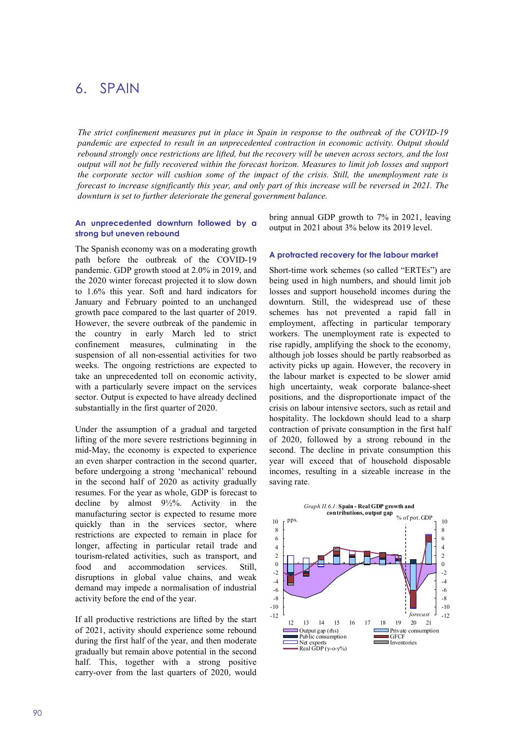# 6. SPAIN

*The strict confinement measures put in place in Spain in response to the outbreak of the COVID-19 pandemic are expected to result in an unprecedented contraction in economic activity. Output should rebound strongly once restrictions are lifted, but the recovery will be uneven across sectors, and the lost output will not be fully recovered within the forecast horizon. Measures to limit job losses and support the corporate sector will cushion some of the impact of the crisis. Still, the unemployment rate is forecast to increase significantly this year, and only part of this increase will be reversed in 2021. The downturn is set to further deteriorate the general government balance.*

### An unprecedented downturn followed by a strong but uneven rebound

The Spanish economy was on a moderating growth path before the outbreak of the COVID-19 pandemic. GDP growth stood at 2.0% in 2019, and the 2020 winter forecast projected it to slow down to 1.6% this year. Soft and hard indicators for January and February pointed to an unchanged growth pace compared to the last quarter of 2019. However, the severe outbreak of the pandemic in the country in early March led to strict confinement measures, culminating in the suspension of all non-essential activities for two weeks. The ongoing restrictions are expected to take an unprecedented toll on economic activity, with a particularly severe impact on the services sector. Output is expected to have already declined substantially in the first quarter of 2020.

Under the assumption of a gradual and targeted lifting of the more severe restrictions beginning in mid-May, the economy is expected to experience an even sharper contraction in the second quarter, before undergoing a strong 'mechanical' rebound in the second half of 2020 as activity gradually resumes. For the year as whole, GDP is forecast to decline by almost 9½%. Activity in the manufacturing sector is expected to resume more quickly than in the services sector, where restrictions are expected to remain in place for longer, affecting in particular retail trade and tourism-related activities, such as transport, and food and accommodation services. Still, disruptions in global value chains, and weak demand may impede a normalisation of industrial activity before the end of the year.

If all productive restrictions are lifted by the start of 2021, activity should experience some rebound during the first half of the year, and then moderate gradually but remain above potential in the second half. This, together with a strong positive carry-over from the last quarters of 2020, would bring annual GDP growth to 7% in 2021, leaving output in 2021 about 3% below its 2019 level.

### A protracted recovery for the labour market

Short-time work schemes (so called "ERTEs") are being used in high numbers, and should limit job losses and support household incomes during the downturn. Still, the widespread use of these schemes has not prevented a rapid fall in employment, affecting in particular temporary workers. The unemployment rate is expected to rise rapidly, amplifying the shock to the economy, although job losses should be partly reabsorbed as activity picks up again. However, the recovery in the labour market is expected to be slower amid high uncertainty, weak corporate balance-sheet positions, and the disproportionate impact of the crisis on labour intensive sectors, such as retail and hospitality. The lockdown should lead to a sharp contraction of private consumption in the first half of 2020, followed by a strong rebound in the second. The decline in private consumption this year will exceed that of household disposable incomes, resulting in a sizeable increase in the saving rate.

Graph II.6.1: **Spain - Real GDP growth and contributions, output gap**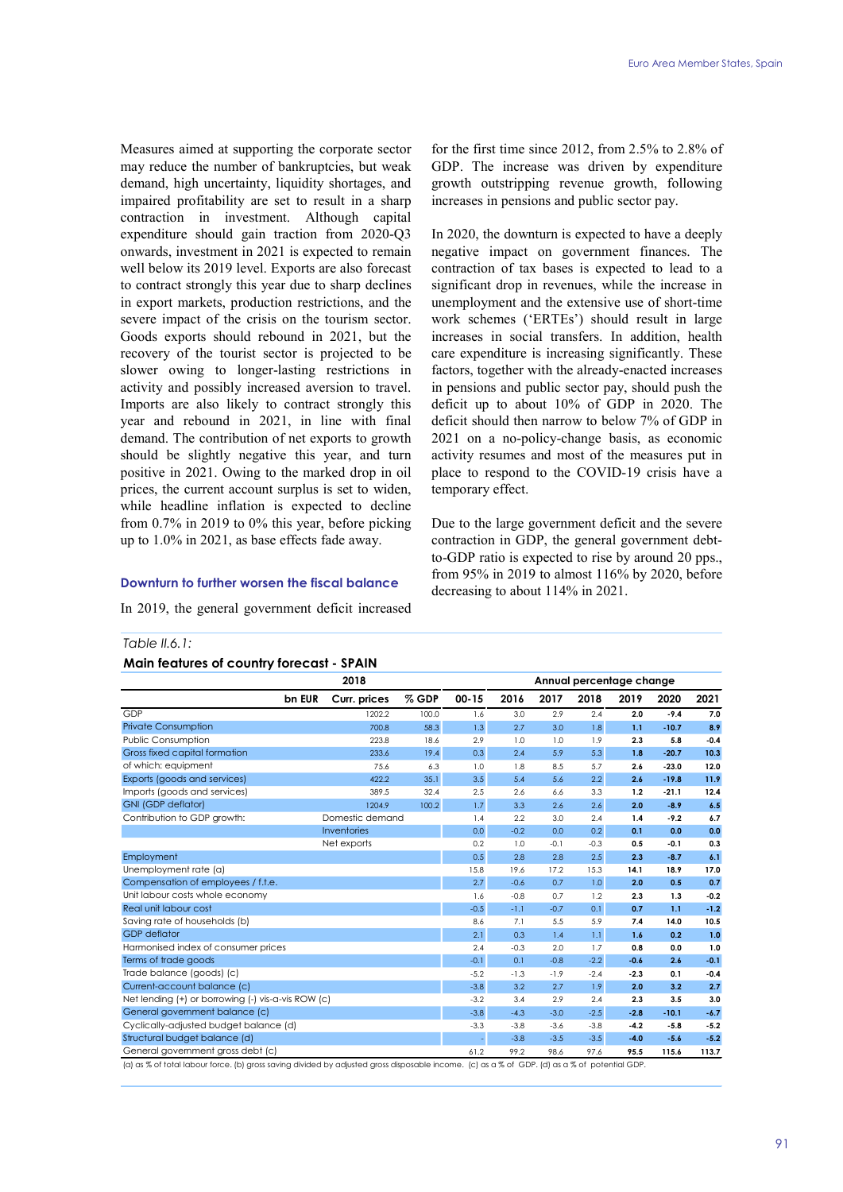Measures aimed at supporting the corporate sector may reduce the number of bankruptcies, but weak demand, high uncertainty, liquidity shortages, and impaired profitability are set to result in a sharp contraction in investment. Although capital expenditure should gain traction from 2020-Q3 onwards, investment in 2021 is expected to remain well below its 2019 level. Exports are also forecast to contract strongly this year due to sharp declines in export markets, production restrictions, and the severe impact of the crisis on the tourism sector. Goods exports should rebound in 2021, but the recovery of the tourist sector is projected to be slower owing to longer-lasting restrictions in activity and possibly increased aversion to travel. Imports are also likely to contract strongly this year and rebound in 2021, in line with final demand. The contribution of net exports to growth should be slightly negative this year, and turn positive in 2021. Owing to the marked drop in oil prices, the current account surplus is set to widen, while headline inflation is expected to decline from 0.7% in 2019 to 0% this year, before picking up to 1.0% in 2021, as base effects fade away.

### Downturn to further worsen the fiscal balance

In 2019, the general government deficit increased for the first time since 2012, from 2.5% to 2.8% of GDP. The increase was driven by expenditure growth outstripping revenue growth, following increases in pensions and public sector pay.

In 2020, the downturn is expected to have a deeply negative impact on government finances. The contraction of tax bases is expected to lead to a significant drop in revenues, while the increase in unemployment and the extensive use of short-time work schemes ('ERTEs') should result in large increases in social transfers. In addition, health care expenditure is increasing significantly. These factors, together with the already-enacted increases in pensions and public sector pay, should push the deficit up to about 10% of GDP in 2020. The deficit should then narrow to below 7% of GDP in 2021 on a no-policy-change basis, as economic activity resumes and most of the measures put in place to respond to the COVID-19 crisis have a temporary effect.

Due to the large government deficit and the severe contraction in GDP, the general government debt-to-GDP ratio is expected to rise by around 20 pps., from 95% in 2019 to almost 116% by 2020, before decreasing to about 114% in 2021.

*Table II.6.1:*

**Main features of country forecast - SPAIN**

| | 2018 | | | Annual percentage change | | | | | | |
|---|---|---|---|---|---|---|---|---|---|---|
| | bn EUR | Curr. prices | % GDP | 00-15 | 2016 | 2017 | 2018 | 2019 | 2020 | 2021 |
| GDP | | 1202.2 | 100.0 | 1.6 | 3.0 | 2.9 | 2.4 | **2.0** | **-9.4** | **7.0** |
| Private Consumption | | 700.8 | 58.3 | 1.3 | 2.7 | 3.0 | 1.8 | **1.1** | **-10.7** | **8.9** |
| Public Consumption | | 223.8 | 18.6 | 2.9 | 1.0 | 1.0 | 1.9 | **2.3** | **5.8** | **-0.4** |
| Gross fixed capital formation | | 233.6 | 19.4 | 0.3 | 2.4 | 5.9 | 5.3 | **1.8** | **-20.7** | **10.3** |
| of which: equipment | | 75.6 | 6.3 | 1.0 | 1.8 | 8.5 | 5.7 | **2.6** | **-23.0** | **12.0** |
| Exports (goods and services) | | 422.2 | 35.1 | 3.5 | 5.4 | 5.6 | 2.2 | **2.6** | **-19.8** | **11.9** |
| Imports (goods and services) | | 389.5 | 32.4 | 2.5 | 2.6 | 6.6 | 3.3 | **1.2** | **-21.1** | **12.4** |
| GNI (GDP deflator) | | 1204.9 | 100.2 | 1.7 | 3.3 | 2.6 | 2.6 | **2.0** | **-8.9** | **6.5** |
| Contribution to GDP growth: | Domestic demand | | | 1.4 | 2.2 | 3.0 | 2.4 | **1.4** | **-9.2** | **6.7** |
| | Inventories | | | 0.0 | -0.2 | 0.0 | 0.2 | **0.1** | **0.0** | **0.0** |
| | Net exports | | | 0.2 | 1.0 | -0.1 | -0.3 | **0.5** | **-0.1** | **0.3** |
| Employment | | | | 0.5 | 2.8 | 2.8 | 2.5 | **2.3** | **-8.7** | **6.1** |
| Unemployment rate (a) | | | | 15.8 | 19.6 | 17.2 | 15.3 | **14.1** | **18.9** | **17.0** |
| Compensation of employees / f.t.e. | | | | 2.7 | -0.6 | 0.7 | 1.0 | **2.0** | **0.5** | **0.7** |
| Unit labour costs whole economy | | | | 1.6 | -0.8 | 0.7 | 1.2 | **2.3** | **1.3** | **-0.2** |
| Real unit labour cost | | | | -0.5 | -1.1 | -0.7 | 0.1 | **0.7** | **1.1** | **-1.2** |
| Saving rate of households (b) | | | | 8.6 | 7.1 | 5.5 | 5.9 | **7.4** | **14.0** | **10.5** |
| GDP deflator | | | | 2.1 | 0.3 | 1.4 | 1.1 | **1.6** | **0.2** | **1.0** |
| Harmonised index of consumer prices | | | | 2.4 | -0.3 | 2.0 | 1.7 | **0.8** | **0.0** | **1.0** |
| Terms of trade goods | | | | -0.1 | 0.1 | -0.8 | -2.2 | **-0.6** | **2.6** | **-0.1** |
| Trade balance (goods) (c) | | | | -5.2 | -1.3 | -1.9 | -2.4 | **-2.3** | **0.1** | **-0.4** |
| Current-account balance (c) | | | | -3.8 | 3.2 | 2.7 | 1.9 | **2.0** | **3.2** | **2.7** |
| Net lending (+) or borrowing (-) vis-a-vis ROW (c) | | | | -3.2 | 3.4 | 2.9 | 2.4 | **2.3** | **3.5** | **3.0** |
| General government balance (c) | | | | -3.8 | -4.3 | -3.0 | -2.5 | **-2.8** | **-10.1** | **-6.7** |
| Cyclically-adjusted budget balance (d) | | | | -3.3 | -3.8 | -3.6 | -3.8 | **-4.2** | **-5.8** | **-5.2** |
| Structural budget balance (d) | | | | - | -3.8 | -3.5 | -3.5 | **-4.0** | **-5.6** | **-5.2** |
| General government gross debt (c) | | | | 61.2 | 99.2 | 98.6 | 97.6 | **95.5** | **115.6** | **113.7** |

(a) as % of total labour force. (b) gross saving divided by adjusted gross disposable income. (c) as a % of GDP. (d) as a % of potential GDP.